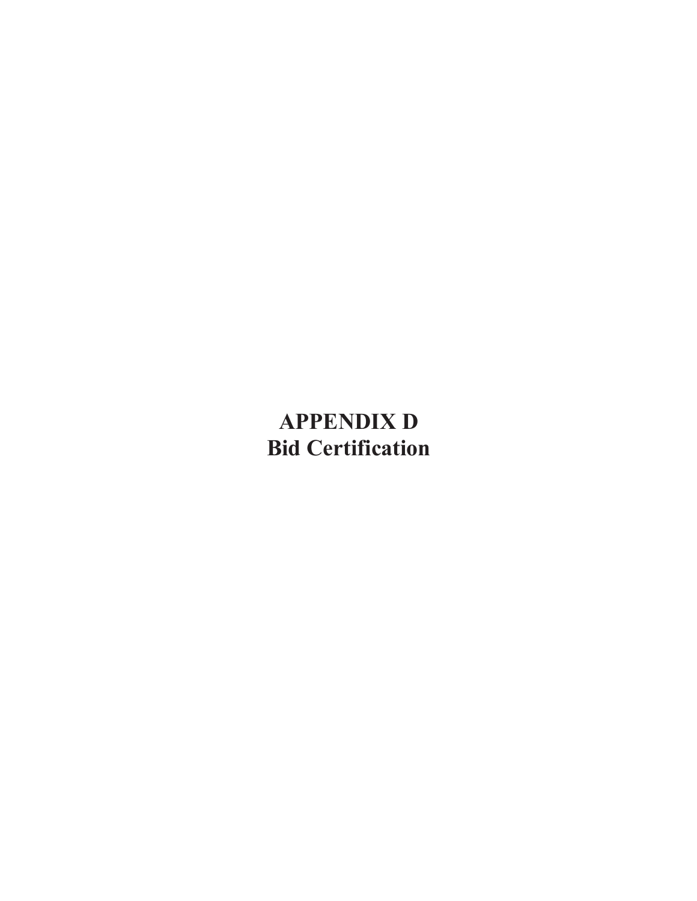# APPENDIX D
# Bid Certification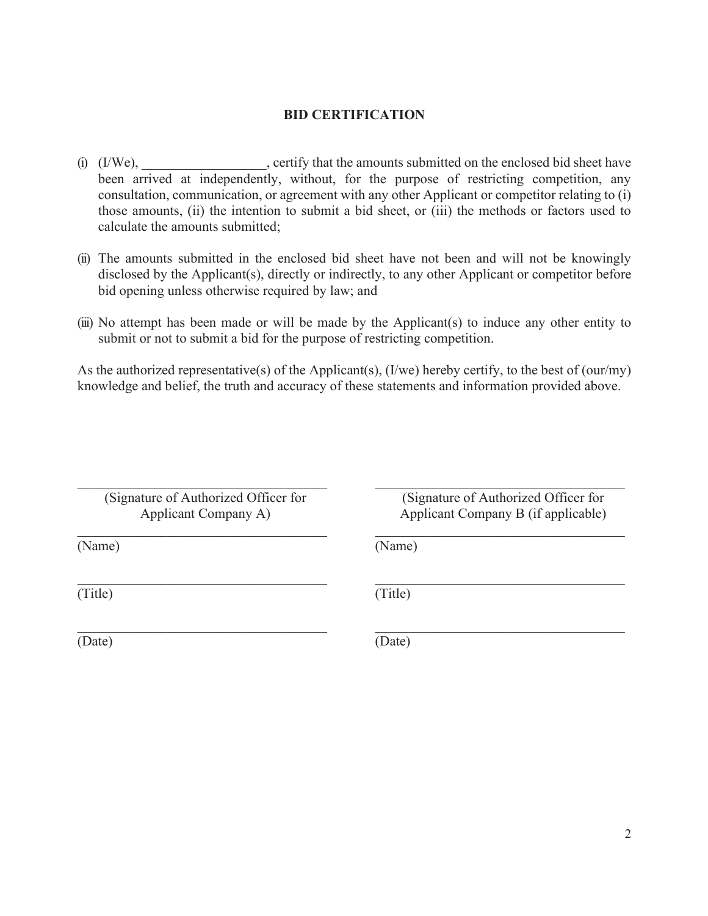## BID CERTIFICATION

(i) (I/We), __________________, certify that the amounts submitted on the enclosed bid sheet have been arrived at independently, without, for the purpose of restricting competition, any consultation, communication, or agreement with any other Applicant or competitor relating to (i) those amounts, (ii) the intention to submit a bid sheet, or (iii) the methods or factors used to calculate the amounts submitted;

(ii) The amounts submitted in the enclosed bid sheet have not been and will not be knowingly disclosed by the Applicant(s), directly or indirectly, to any other Applicant or competitor before bid opening unless otherwise required by law; and

(iii) No attempt has been made or will be made by the Applicant(s) to induce any other entity to submit or not to submit a bid for the purpose of restricting competition.

As the authorized representative(s) of the Applicant(s), (I/we) hereby certify, to the best of (our/my) knowledge and belief, the truth and accuracy of these statements and information provided above.

| | |
|---|---|
| ____________________________________ | ____________________________________ |
| (Signature of Authorized Officer for Applicant Company A) | (Signature of Authorized Officer for Applicant Company B (if applicable) |
| ____________________________________ | ____________________________________ |
| (Name) | (Name) |
| ____________________________________ | ____________________________________ |
| (Title) | (Title) |
| ____________________________________ | ____________________________________ |
| (Date) | (Date) |